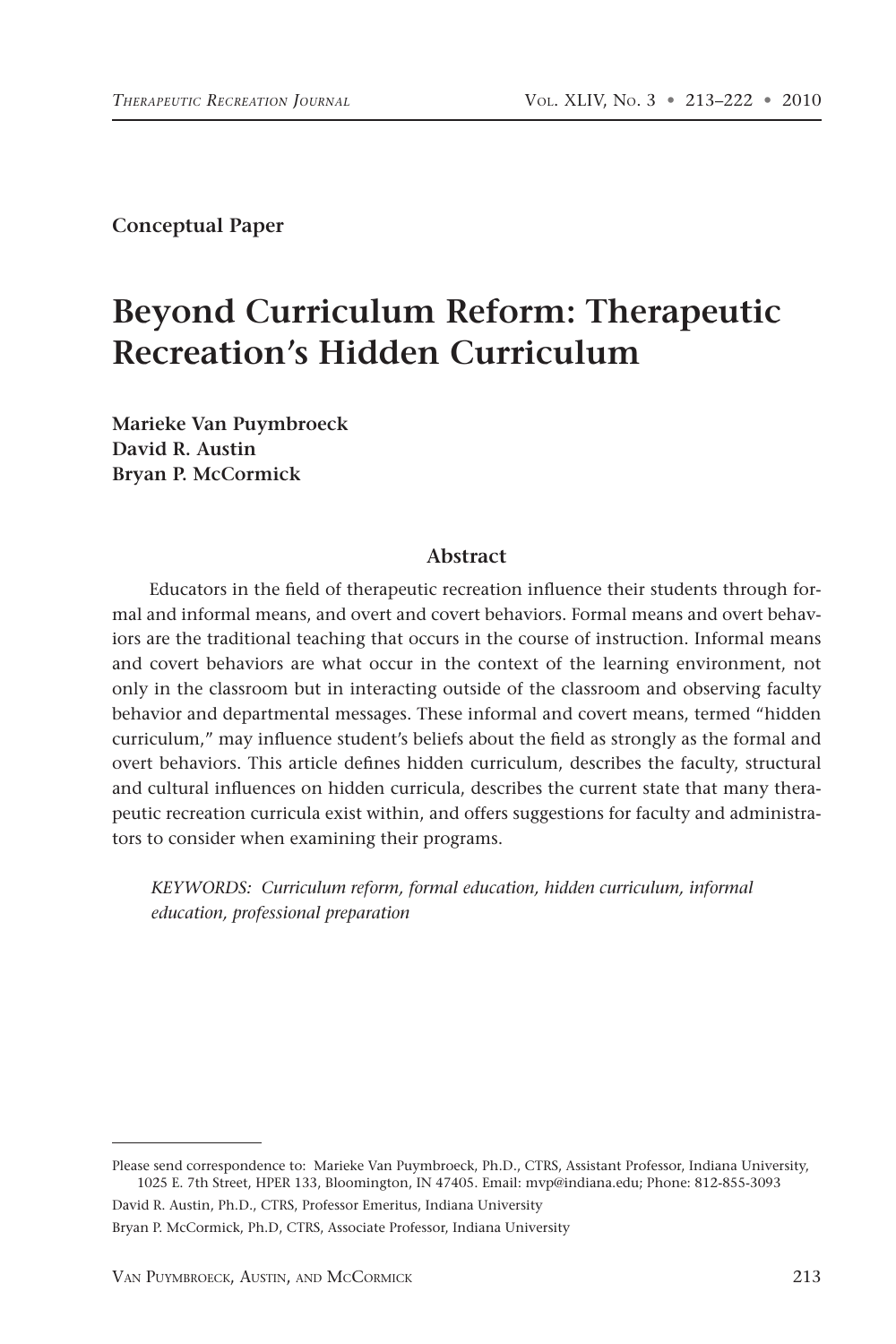**Conceptual Paper**

# Beyond Curriculum Reform: Therapeutic Recreation's Hidden Curriculum

**Marieke Van Puymbroeck**
**David R. Austin**
**Bryan P. McCormick**

## Abstract

Educators in the field of therapeutic recreation influence their students through formal and informal means, and overt and covert behaviors. Formal means and overt behaviors are the traditional teaching that occurs in the course of instruction. Informal means and covert behaviors are what occur in the context of the learning environment, not only in the classroom but in interacting outside of the classroom and observing faculty behavior and departmental messages. These informal and covert means, termed "hidden curriculum," may influence student's beliefs about the field as strongly as the formal and overt behaviors. This article defines hidden curriculum, describes the faculty, structural and cultural influences on hidden curricula, describes the current state that many therapeutic recreation curricula exist within, and offers suggestions for faculty and administrators to consider when examining their programs.

*KEYWORDS: Curriculum reform, formal education, hidden curriculum, informal education, professional preparation*

---

Please send correspondence to: Marieke Van Puymbroeck, Ph.D., CTRS, Assistant Professor, Indiana University, 1025 E. 7th Street, HPER 133, Bloomington, IN 47405. Email: mvp@indiana.edu; Phone: 812-855-3093

David R. Austin, Ph.D., CTRS, Professor Emeritus, Indiana University

Bryan P. McCormick, Ph.D, CTRS, Associate Professor, Indiana University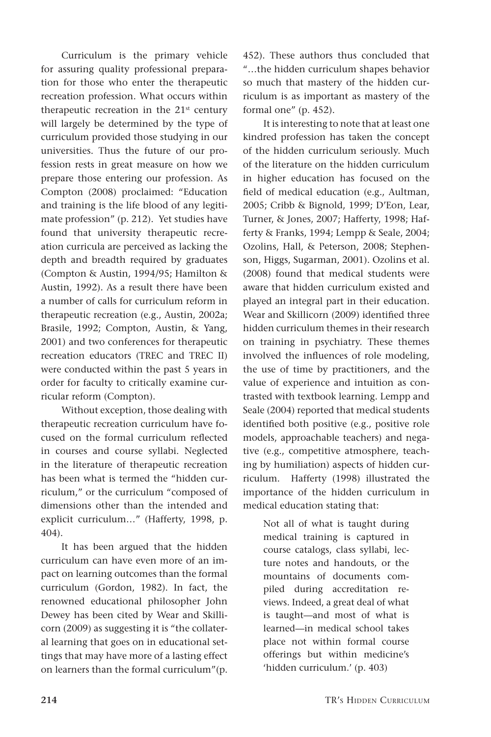Curriculum is the primary vehicle for assuring quality professional preparation for those who enter the therapeutic recreation profession. What occurs within therapeutic recreation in the 21st century will largely be determined by the type of curriculum provided those studying in our universities. Thus the future of our profession rests in great measure on how we prepare those entering our profession. As Compton (2008) proclaimed: "Education and training is the life blood of any legitimate profession" (p. 212). Yet studies have found that university therapeutic recreation curricula are perceived as lacking the depth and breadth required by graduates (Compton & Austin, 1994/95; Hamilton & Austin, 1992). As a result there have been a number of calls for curriculum reform in therapeutic recreation (e.g., Austin, 2002a; Brasile, 1992; Compton, Austin, & Yang, 2001) and two conferences for therapeutic recreation educators (TREC and TREC II) were conducted within the past 5 years in order for faculty to critically examine curricular reform (Compton).

Without exception, those dealing with therapeutic recreation curriculum have focused on the formal curriculum reflected in courses and course syllabi. Neglected in the literature of therapeutic recreation has been what is termed the "hidden curriculum," or the curriculum "composed of dimensions other than the intended and explicit curriculum…" (Hafferty, 1998, p. 404).

It has been argued that the hidden curriculum can have even more of an impact on learning outcomes than the formal curriculum (Gordon, 1982). In fact, the renowned educational philosopher John Dewey has been cited by Wear and Skillicorn (2009) as suggesting it is "the collateral learning that goes on in educational settings that may have more of a lasting effect on learners than the formal curriculum"(p. 452). These authors thus concluded that "…the hidden curriculum shapes behavior so much that mastery of the hidden curriculum is as important as mastery of the formal one" (p. 452).

It is interesting to note that at least one kindred profession has taken the concept of the hidden curriculum seriously. Much of the literature on the hidden curriculum in higher education has focused on the field of medical education (e.g., Aultman, 2005; Cribb & Bignold, 1999; D'Eon, Lear, Turner, & Jones, 2007; Hafferty, 1998; Hafferty & Franks, 1994; Lempp & Seale, 2004; Ozolins, Hall, & Peterson, 2008; Stephenson, Higgs, Sugarman, 2001). Ozolins et al. (2008) found that medical students were aware that hidden curriculum existed and played an integral part in their education. Wear and Skillicorn (2009) identified three hidden curriculum themes in their research on training in psychiatry. These themes involved the influences of role modeling, the use of time by practitioners, and the value of experience and intuition as contrasted with textbook learning. Lempp and Seale (2004) reported that medical students identified both positive (e.g., positive role models, approachable teachers) and negative (e.g., competitive atmosphere, teaching by humiliation) aspects of hidden curriculum. Hafferty (1998) illustrated the importance of the hidden curriculum in medical education stating that:

> Not all of what is taught during medical training is captured in course catalogs, class syllabi, lecture notes and handouts, or the mountains of documents compiled during accreditation reviews. Indeed, a great deal of what is taught—and most of what is learned—in medical school takes place not within formal course offerings but within medicine's 'hidden curriculum.' (p. 403)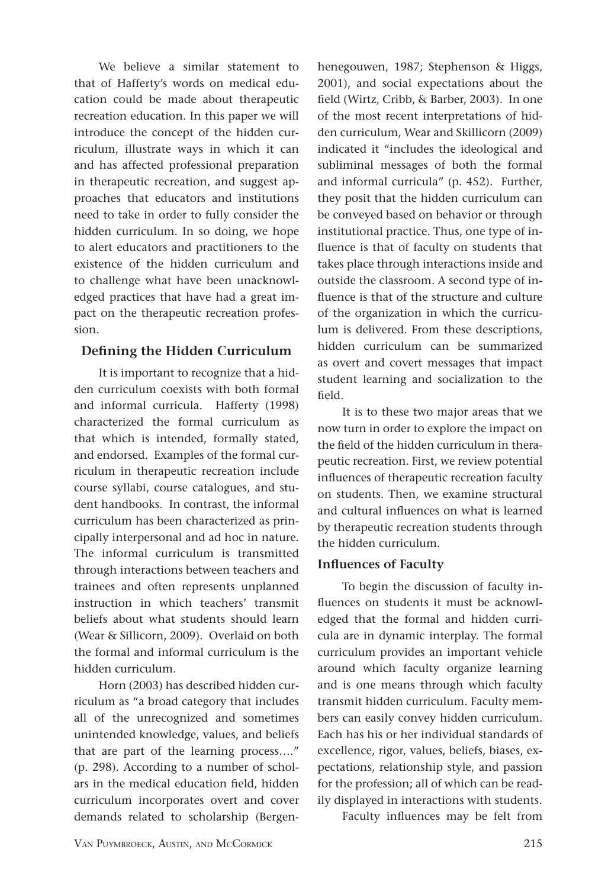We believe a similar statement to that of Hafferty's words on medical education could be made about therapeutic recreation education. In this paper we will introduce the concept of the hidden curriculum, illustrate ways in which it can and has affected professional preparation in therapeutic recreation, and suggest approaches that educators and institutions need to take in order to fully consider the hidden curriculum. In so doing, we hope to alert educators and practitioners to the existence of the hidden curriculum and to challenge what have been unacknowledged practices that have had a great impact on the therapeutic recreation profession.

## Defining the Hidden Curriculum

It is important to recognize that a hidden curriculum coexists with both formal and informal curricula. Hafferty (1998) characterized the formal curriculum as that which is intended, formally stated, and endorsed. Examples of the formal curriculum in therapeutic recreation include course syllabi, course catalogues, and student handbooks. In contrast, the informal curriculum has been characterized as principally interpersonal and ad hoc in nature. The informal curriculum is transmitted through interactions between teachers and trainees and often represents unplanned instruction in which teachers' transmit beliefs about what students should learn (Wear & Sillicorn, 2009). Overlaid on both the formal and informal curriculum is the hidden curriculum.

Horn (2003) has described hidden curriculum as "a broad category that includes all of the unrecognized and sometimes unintended knowledge, values, and beliefs that are part of the learning process…." (p. 298). According to a number of scholars in the medical education field, hidden curriculum incorporates overt and cover demands related to scholarship (Bergenhenegouwen, 1987; Stephenson & Higgs, 2001), and social expectations about the field (Wirtz, Cribb, & Barber, 2003). In one of the most recent interpretations of hidden curriculum, Wear and Skillicorn (2009) indicated it "includes the ideological and subliminal messages of both the formal and informal curricula" (p. 452). Further, they posit that the hidden curriculum can be conveyed based on behavior or through institutional practice. Thus, one type of influence is that of faculty on students that takes place through interactions inside and outside the classroom. A second type of influence is that of the structure and culture of the organization in which the curriculum is delivered. From these descriptions, hidden curriculum can be summarized as overt and covert messages that impact student learning and socialization to the field.

It is to these two major areas that we now turn in order to explore the impact on the field of the hidden curriculum in therapeutic recreation. First, we review potential influences of therapeutic recreation faculty on students. Then, we examine structural and cultural influences on what is learned by therapeutic recreation students through the hidden curriculum.

### Influences of Faculty

To begin the discussion of faculty influences on students it must be acknowledged that the formal and hidden curricula are in dynamic interplay. The formal curriculum provides an important vehicle around which faculty organize learning and is one means through which faculty transmit hidden curriculum. Faculty members can easily convey hidden curriculum. Each has his or her individual standards of excellence, rigor, values, beliefs, biases, expectations, relationship style, and passion for the profession; all of which can be readily displayed in interactions with students.

Faculty influences may be felt from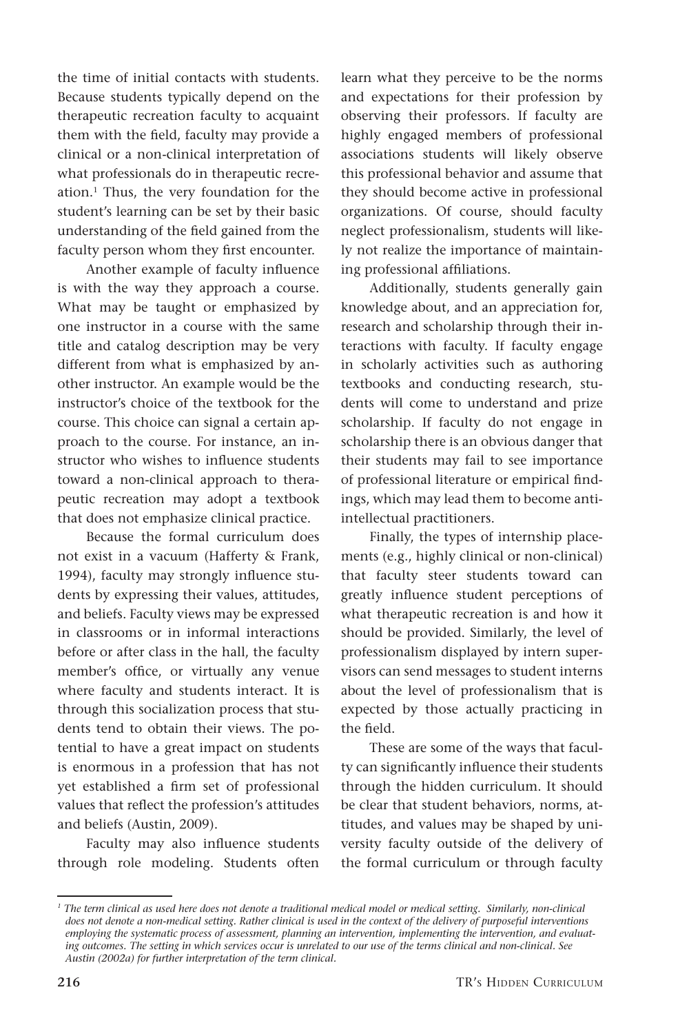the time of initial contacts with students. Because students typically depend on the therapeutic recreation faculty to acquaint them with the field, faculty may provide a clinical or a non-clinical interpretation of what professionals do in therapeutic recreation.[1] Thus, the very foundation for the student's learning can be set by their basic understanding of the field gained from the faculty person whom they first encounter.

Another example of faculty influence is with the way they approach a course. What may be taught or emphasized by one instructor in a course with the same title and catalog description may be very different from what is emphasized by another instructor. An example would be the instructor's choice of the textbook for the course. This choice can signal a certain approach to the course. For instance, an instructor who wishes to influence students toward a non-clinical approach to therapeutic recreation may adopt a textbook that does not emphasize clinical practice.

Because the formal curriculum does not exist in a vacuum (Hafferty & Frank, 1994), faculty may strongly influence students by expressing their values, attitudes, and beliefs. Faculty views may be expressed in classrooms or in informal interactions before or after class in the hall, the faculty member's office, or virtually any venue where faculty and students interact. It is through this socialization process that students tend to obtain their views. The potential to have a great impact on students is enormous in a profession that has not yet established a firm set of professional values that reflect the profession's attitudes and beliefs (Austin, 2009).

Faculty may also influence students through role modeling. Students often learn what they perceive to be the norms and expectations for their profession by observing their professors. If faculty are highly engaged members of professional associations students will likely observe this professional behavior and assume that they should become active in professional organizations. Of course, should faculty neglect professionalism, students will likely not realize the importance of maintaining professional affiliations.

Additionally, students generally gain knowledge about, and an appreciation for, research and scholarship through their interactions with faculty. If faculty engage in scholarly activities such as authoring textbooks and conducting research, students will come to understand and prize scholarship. If faculty do not engage in scholarship there is an obvious danger that their students may fail to see importance of professional literature or empirical findings, which may lead them to become anti-intellectual practitioners.

Finally, the types of internship placements (e.g., highly clinical or non-clinical) that faculty steer students toward can greatly influence student perceptions of what therapeutic recreation is and how it should be provided. Similarly, the level of professionalism displayed by intern supervisors can send messages to student interns about the level of professionalism that is expected by those actually practicing in the field.

These are some of the ways that faculty can significantly influence their students through the hidden curriculum. It should be clear that student behaviors, norms, attitudes, and values may be shaped by university faculty outside of the delivery of the formal curriculum or through faculty

---

*[1] The term clinical as used here does not denote a traditional medical model or medical setting. Similarly, non-clinical does not denote a non-medical setting. Rather clinical is used in the context of the delivery of purposeful interventions employing the systematic process of assessment, planning an intervention, implementing the intervention, and evaluating outcomes. The setting in which services occur is unrelated to our use of the terms clinical and non-clinical. See Austin (2002a) for further interpretation of the term clinical.*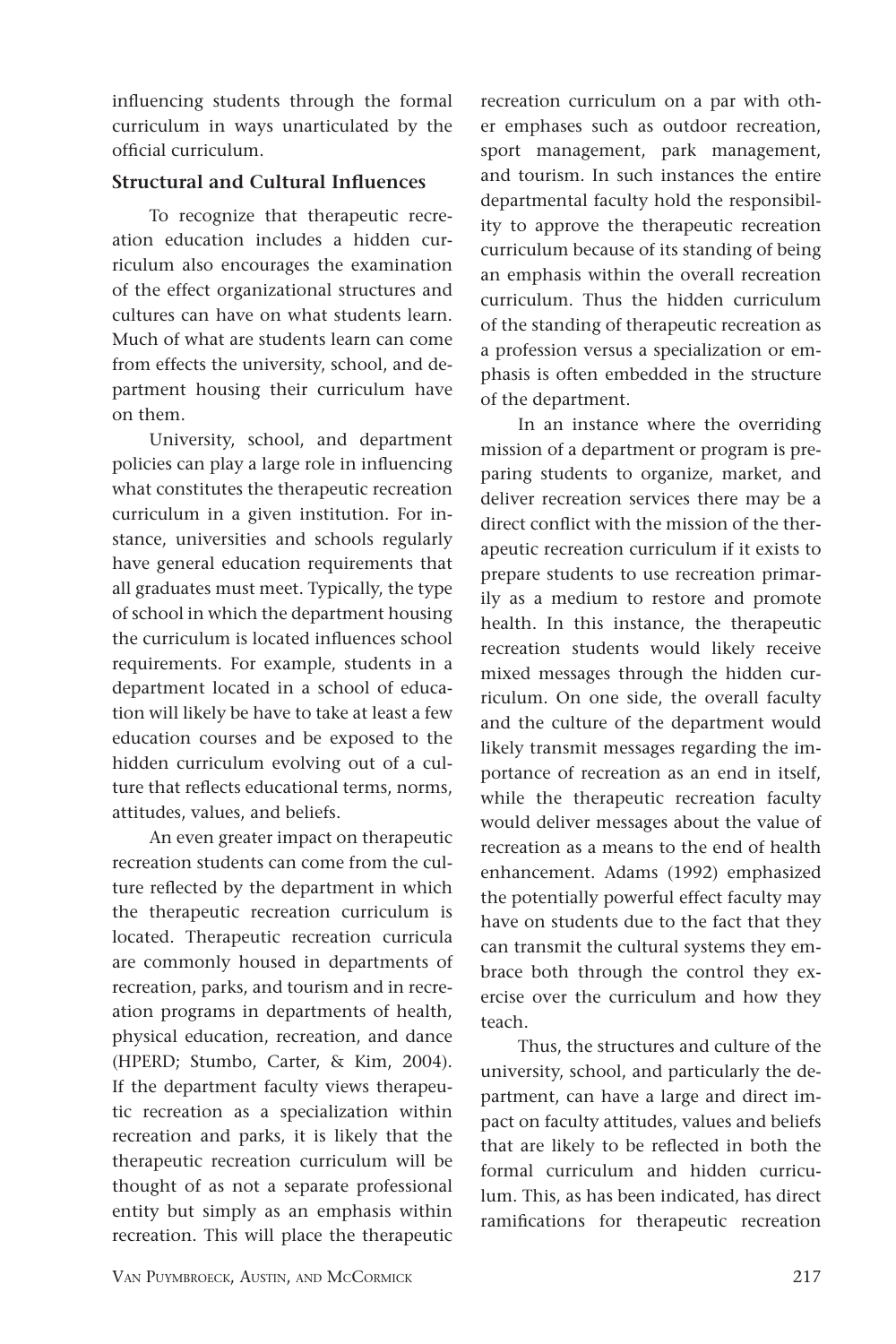influencing students through the formal curriculum in ways unarticulated by the official curriculum.

### Structural and Cultural Influences

To recognize that therapeutic recreation education includes a hidden curriculum also encourages the examination of the effect organizational structures and cultures can have on what students learn. Much of what are students learn can come from effects the university, school, and department housing their curriculum have on them.

University, school, and department policies can play a large role in influencing what constitutes the therapeutic recreation curriculum in a given institution. For instance, universities and schools regularly have general education requirements that all graduates must meet. Typically, the type of school in which the department housing the curriculum is located influences school requirements. For example, students in a department located in a school of education will likely be have to take at least a few education courses and be exposed to the hidden curriculum evolving out of a culture that reflects educational terms, norms, attitudes, values, and beliefs.

An even greater impact on therapeutic recreation students can come from the culture reflected by the department in which the therapeutic recreation curriculum is located. Therapeutic recreation curricula are commonly housed in departments of recreation, parks, and tourism and in recreation programs in departments of health, physical education, recreation, and dance (HPERD; Stumbo, Carter, & Kim, 2004). If the department faculty views therapeutic recreation as a specialization within recreation and parks, it is likely that the therapeutic recreation curriculum will be thought of as not a separate professional entity but simply as an emphasis within recreation. This will place the therapeutic recreation curriculum on a par with other emphases such as outdoor recreation, sport management, park management, and tourism. In such instances the entire departmental faculty hold the responsibility to approve the therapeutic recreation curriculum because of its standing of being an emphasis within the overall recreation curriculum. Thus the hidden curriculum of the standing of therapeutic recreation as a profession versus a specialization or emphasis is often embedded in the structure of the department.

In an instance where the overriding mission of a department or program is preparing students to organize, market, and deliver recreation services there may be a direct conflict with the mission of the therapeutic recreation curriculum if it exists to prepare students to use recreation primarily as a medium to restore and promote health. In this instance, the therapeutic recreation students would likely receive mixed messages through the hidden curriculum. On one side, the overall faculty and the culture of the department would likely transmit messages regarding the importance of recreation as an end in itself, while the therapeutic recreation faculty would deliver messages about the value of recreation as a means to the end of health enhancement. Adams (1992) emphasized the potentially powerful effect faculty may have on students due to the fact that they can transmit the cultural systems they embrace both through the control they exercise over the curriculum and how they teach.

Thus, the structures and culture of the university, school, and particularly the department, can have a large and direct impact on faculty attitudes, values and beliefs that are likely to be reflected in both the formal curriculum and hidden curriculum. This, as has been indicated, has direct ramifications for therapeutic recreation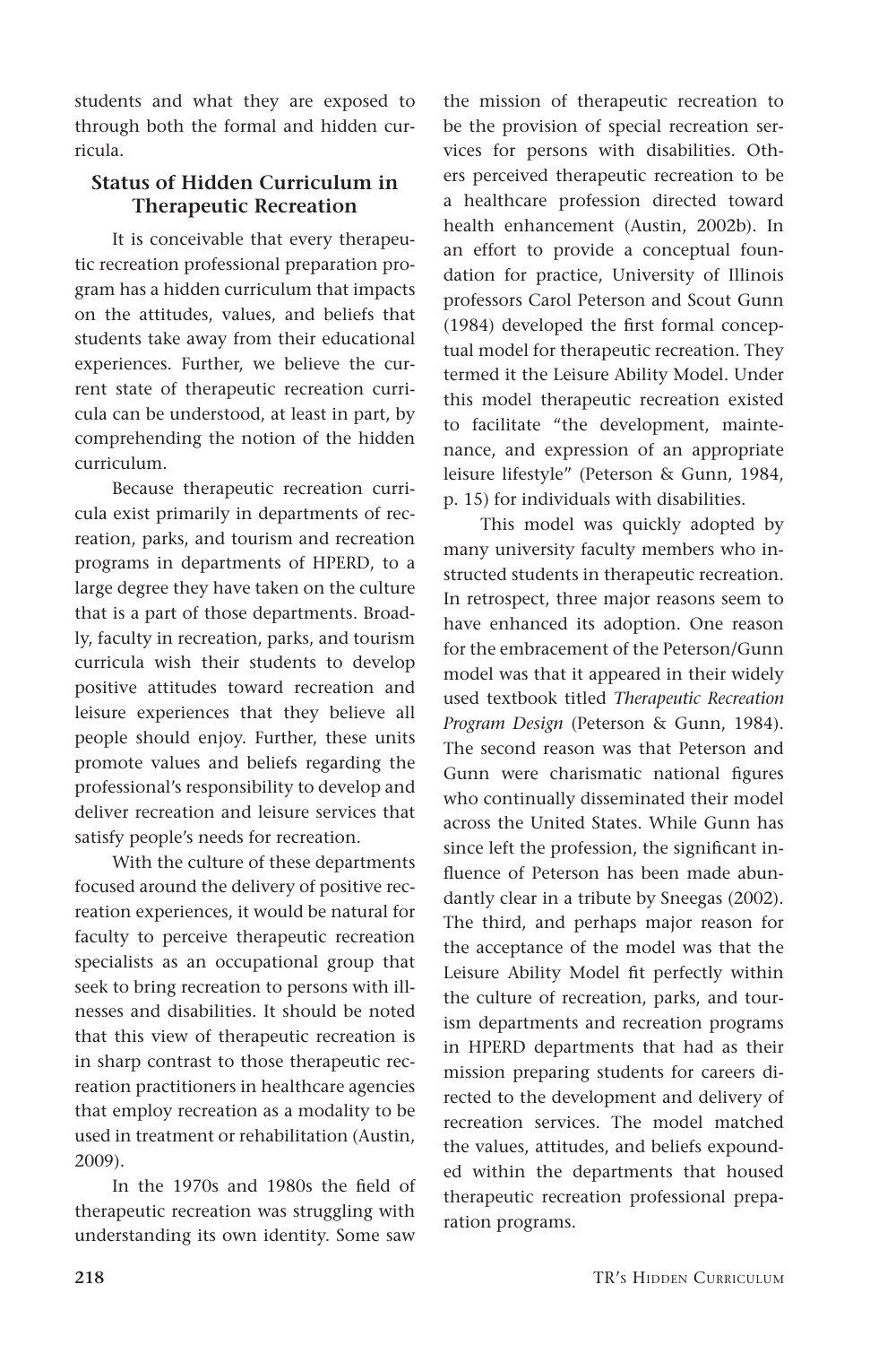students and what they are exposed to through both the formal and hidden curricula.

## Status of Hidden Curriculum in Therapeutic Recreation

It is conceivable that every therapeutic recreation professional preparation program has a hidden curriculum that impacts on the attitudes, values, and beliefs that students take away from their educational experiences. Further, we believe the current state of therapeutic recreation curricula can be understood, at least in part, by comprehending the notion of the hidden curriculum.

Because therapeutic recreation curricula exist primarily in departments of recreation, parks, and tourism and recreation programs in departments of HPERD, to a large degree they have taken on the culture that is a part of those departments. Broadly, faculty in recreation, parks, and tourism curricula wish their students to develop positive attitudes toward recreation and leisure experiences that they believe all people should enjoy. Further, these units promote values and beliefs regarding the professional's responsibility to develop and deliver recreation and leisure services that satisfy people's needs for recreation.

With the culture of these departments focused around the delivery of positive recreation experiences, it would be natural for faculty to perceive therapeutic recreation specialists as an occupational group that seek to bring recreation to persons with illnesses and disabilities. It should be noted that this view of therapeutic recreation is in sharp contrast to those therapeutic recreation practitioners in healthcare agencies that employ recreation as a modality to be used in treatment or rehabilitation (Austin, 2009).

In the 1970s and 1980s the field of therapeutic recreation was struggling with understanding its own identity. Some saw the mission of therapeutic recreation to be the provision of special recreation services for persons with disabilities. Others perceived therapeutic recreation to be a healthcare profession directed toward health enhancement (Austin, 2002b). In an effort to provide a conceptual foundation for practice, University of Illinois professors Carol Peterson and Scout Gunn (1984) developed the first formal conceptual model for therapeutic recreation. They termed it the Leisure Ability Model. Under this model therapeutic recreation existed to facilitate "the development, maintenance, and expression of an appropriate leisure lifestyle" (Peterson & Gunn, 1984, p. 15) for individuals with disabilities.

This model was quickly adopted by many university faculty members who instructed students in therapeutic recreation. In retrospect, three major reasons seem to have enhanced its adoption. One reason for the embracement of the Peterson/Gunn model was that it appeared in their widely used textbook titled *Therapeutic Recreation Program Design* (Peterson & Gunn, 1984). The second reason was that Peterson and Gunn were charismatic national figures who continually disseminated their model across the United States. While Gunn has since left the profession, the significant influence of Peterson has been made abundantly clear in a tribute by Sneegas (2002). The third, and perhaps major reason for the acceptance of the model was that the Leisure Ability Model fit perfectly within the culture of recreation, parks, and tourism departments and recreation programs in HPERD departments that had as their mission preparing students for careers directed to the development and delivery of recreation services. The model matched the values, attitudes, and beliefs expounded within the departments that housed therapeutic recreation professional preparation programs.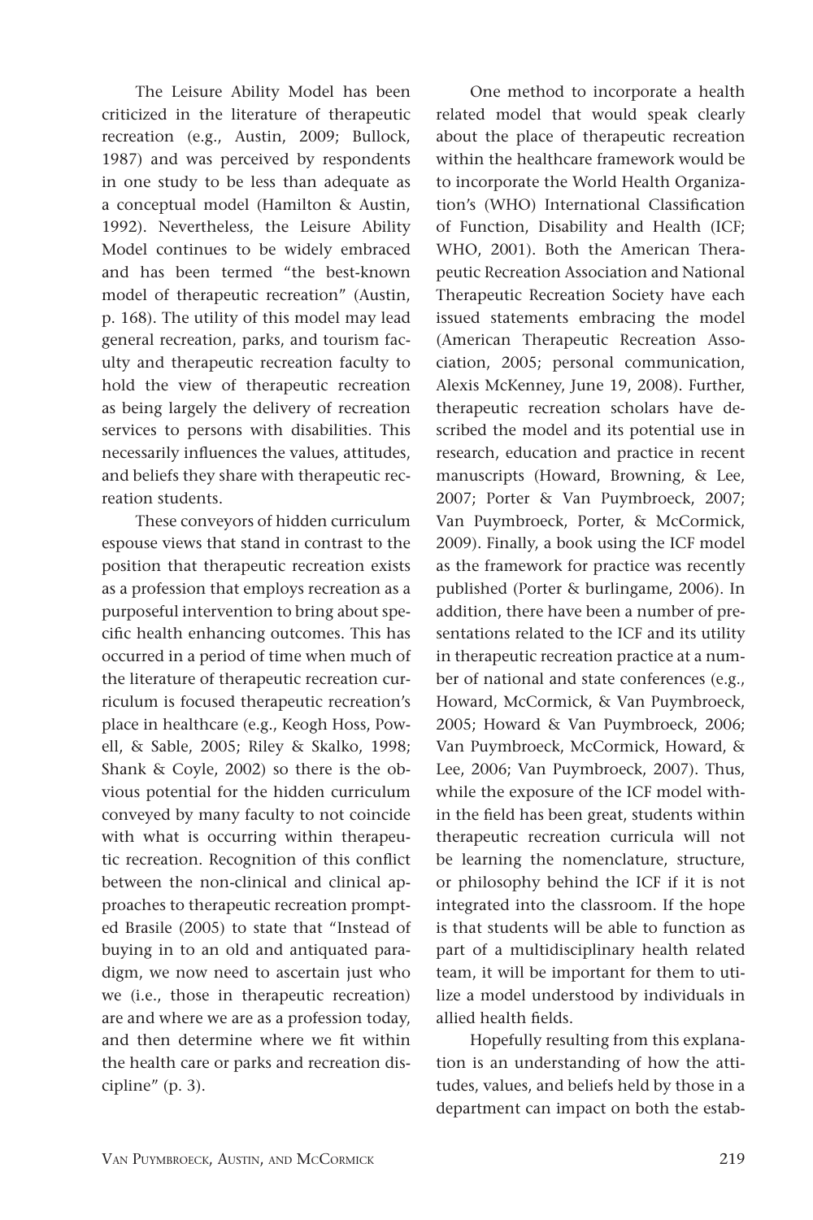The Leisure Ability Model has been criticized in the literature of therapeutic recreation (e.g., Austin, 2009; Bullock, 1987) and was perceived by respondents in one study to be less than adequate as a conceptual model (Hamilton & Austin, 1992). Nevertheless, the Leisure Ability Model continues to be widely embraced and has been termed "the best-known model of therapeutic recreation" (Austin, p. 168). The utility of this model may lead general recreation, parks, and tourism faculty and therapeutic recreation faculty to hold the view of therapeutic recreation as being largely the delivery of recreation services to persons with disabilities. This necessarily influences the values, attitudes, and beliefs they share with therapeutic recreation students.

These conveyors of hidden curriculum espouse views that stand in contrast to the position that therapeutic recreation exists as a profession that employs recreation as a purposeful intervention to bring about specific health enhancing outcomes. This has occurred in a period of time when much of the literature of therapeutic recreation curriculum is focused therapeutic recreation's place in healthcare (e.g., Keogh Hoss, Powell, & Sable, 2005; Riley & Skalko, 1998; Shank & Coyle, 2002) so there is the obvious potential for the hidden curriculum conveyed by many faculty to not coincide with what is occurring within therapeutic recreation. Recognition of this conflict between the non-clinical and clinical approaches to therapeutic recreation prompted Brasile (2005) to state that "Instead of buying in to an old and antiquated paradigm, we now need to ascertain just who we (i.e., those in therapeutic recreation) are and where we are as a profession today, and then determine where we fit within the health care or parks and recreation discipline" (p. 3).

One method to incorporate a health related model that would speak clearly about the place of therapeutic recreation within the healthcare framework would be to incorporate the World Health Organization's (WHO) International Classification of Function, Disability and Health (ICF; WHO, 2001). Both the American Therapeutic Recreation Association and National Therapeutic Recreation Society have each issued statements embracing the model (American Therapeutic Recreation Association, 2005; personal communication, Alexis McKenney, June 19, 2008). Further, therapeutic recreation scholars have described the model and its potential use in research, education and practice in recent manuscripts (Howard, Browning, & Lee, 2007; Porter & Van Puymbroeck, 2007; Van Puymbroeck, Porter, & McCormick, 2009). Finally, a book using the ICF model as the framework for practice was recently published (Porter & burlingame, 2006). In addition, there have been a number of presentations related to the ICF and its utility in therapeutic recreation practice at a number of national and state conferences (e.g., Howard, McCormick, & Van Puymbroeck, 2005; Howard & Van Puymbroeck, 2006; Van Puymbroeck, McCormick, Howard, & Lee, 2006; Van Puymbroeck, 2007). Thus, while the exposure of the ICF model within the field has been great, students within therapeutic recreation curricula will not be learning the nomenclature, structure, or philosophy behind the ICF if it is not integrated into the classroom. If the hope is that students will be able to function as part of a multidisciplinary health related team, it will be important for them to utilize a model understood by individuals in allied health fields.

Hopefully resulting from this explanation is an understanding of how the attitudes, values, and beliefs held by those in a department can impact on both the estab-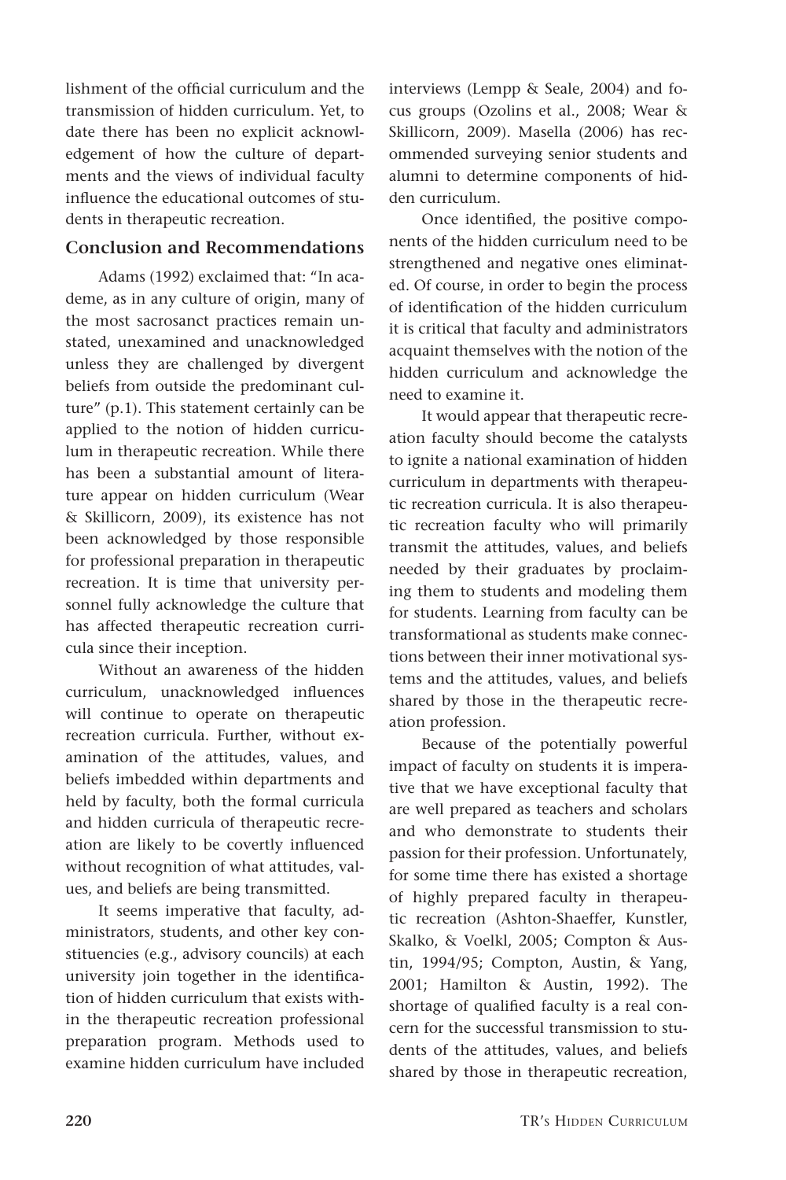lishment of the official curriculum and the transmission of hidden curriculum. Yet, to date there has been no explicit acknowledgement of how the culture of departments and the views of individual faculty influence the educational outcomes of students in therapeutic recreation.

## Conclusion and Recommendations

Adams (1992) exclaimed that: "In academe, as in any culture of origin, many of the most sacrosanct practices remain unstated, unexamined and unacknowledged unless they are challenged by divergent beliefs from outside the predominant culture" (p.1). This statement certainly can be applied to the notion of hidden curriculum in therapeutic recreation. While there has been a substantial amount of literature appear on hidden curriculum (Wear & Skillicorn, 2009), its existence has not been acknowledged by those responsible for professional preparation in therapeutic recreation. It is time that university personnel fully acknowledge the culture that has affected therapeutic recreation curricula since their inception.

Without an awareness of the hidden curriculum, unacknowledged influences will continue to operate on therapeutic recreation curricula. Further, without examination of the attitudes, values, and beliefs imbedded within departments and held by faculty, both the formal curricula and hidden curricula of therapeutic recreation are likely to be covertly influenced without recognition of what attitudes, values, and beliefs are being transmitted.

It seems imperative that faculty, administrators, students, and other key constituencies (e.g., advisory councils) at each university join together in the identification of hidden curriculum that exists within the therapeutic recreation professional preparation program. Methods used to examine hidden curriculum have included interviews (Lempp & Seale, 2004) and focus groups (Ozolins et al., 2008; Wear & Skillicorn, 2009). Masella (2006) has recommended surveying senior students and alumni to determine components of hidden curriculum.

Once identified, the positive components of the hidden curriculum need to be strengthened and negative ones eliminated. Of course, in order to begin the process of identification of the hidden curriculum it is critical that faculty and administrators acquaint themselves with the notion of the hidden curriculum and acknowledge the need to examine it.

It would appear that therapeutic recreation faculty should become the catalysts to ignite a national examination of hidden curriculum in departments with therapeutic recreation curricula. It is also therapeutic recreation faculty who will primarily transmit the attitudes, values, and beliefs needed by their graduates by proclaiming them to students and modeling them for students. Learning from faculty can be transformational as students make connections between their inner motivational systems and the attitudes, values, and beliefs shared by those in the therapeutic recreation profession.

Because of the potentially powerful impact of faculty on students it is imperative that we have exceptional faculty that are well prepared as teachers and scholars and who demonstrate to students their passion for their profession. Unfortunately, for some time there has existed a shortage of highly prepared faculty in therapeutic recreation (Ashton-Shaeffer, Kunstler, Skalko, & Voelkl, 2005; Compton & Austin, 1994/95; Compton, Austin, & Yang, 2001; Hamilton & Austin, 1992). The shortage of qualified faculty is a real concern for the successful transmission to students of the attitudes, values, and beliefs shared by those in therapeutic recreation,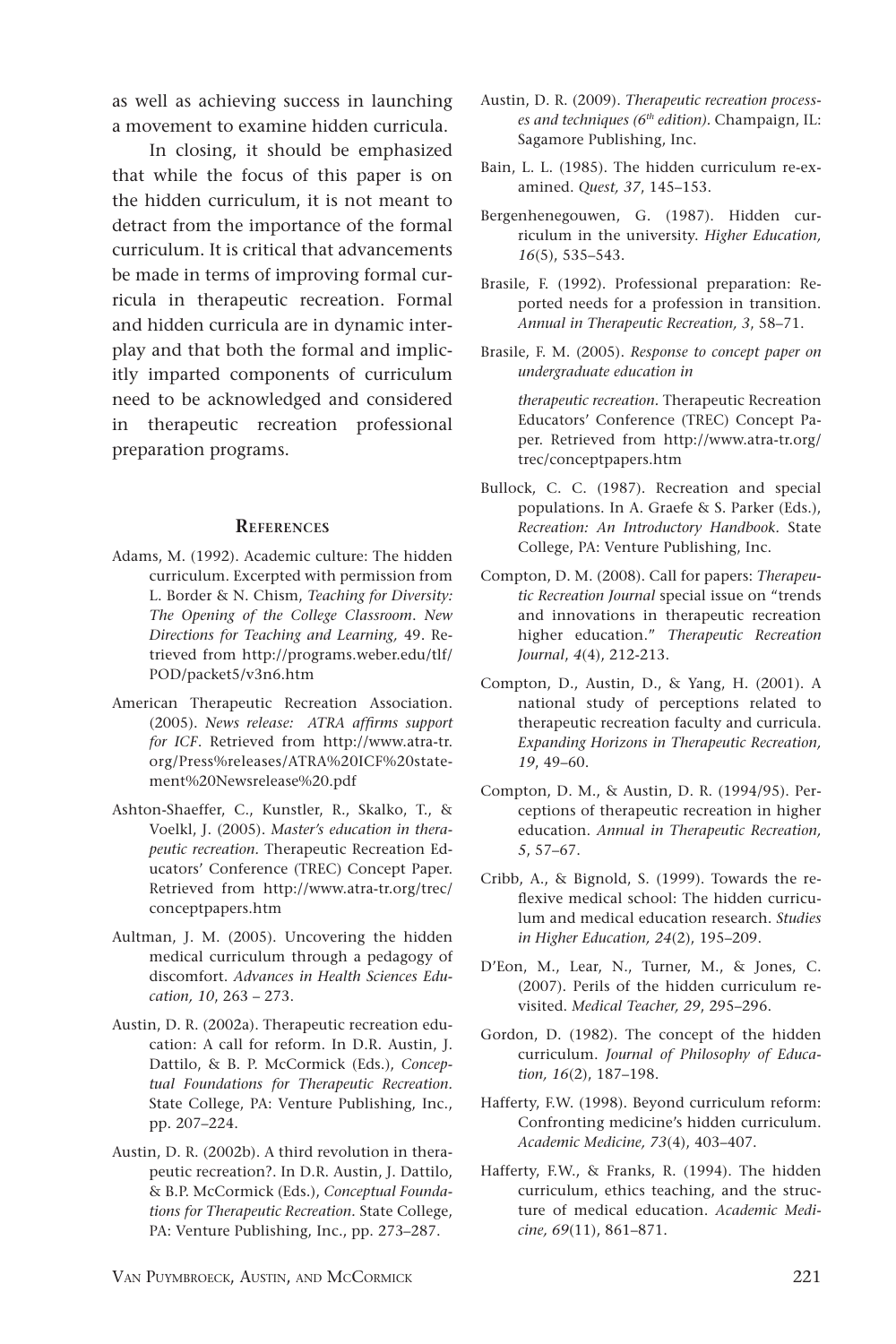as well as achieving success in launching a movement to examine hidden curricula.

In closing, it should be emphasized that while the focus of this paper is on the hidden curriculum, it is not meant to detract from the importance of the formal curriculum. It is critical that advancements be made in terms of improving formal curricula in therapeutic recreation. Formal and hidden curricula are in dynamic interplay and that both the formal and implicitly imparted components of curriculum need to be acknowledged and considered in therapeutic recreation professional preparation programs.

## References

Adams, M. (1992). Academic culture: The hidden curriculum. Excerpted with permission from L. Border & N. Chism, *Teaching for Diversity: The Opening of the College Classroom*. *New Directions for Teaching and Learning,* 49. Retrieved from http://programs.weber.edu/tlf/POD/packet5/v3n6.htm

American Therapeutic Recreation Association. (2005). *News release: ATRA affirms support for ICF*. Retrieved from http://www.atra-tr.org/Press%releases/ATRA%20ICF%20statement%20Newsrelease%20.pdf

Ashton-Shaeffer, C., Kunstler, R., Skalko, T., & Voelkl, J. (2005). *Master's education in therapeutic recreation*. Therapeutic Recreation Educators' Conference (TREC) Concept Paper. Retrieved from http://www.atra-tr.org/trec/conceptpapers.htm

Aultman, J. M. (2005). Uncovering the hidden medical curriculum through a pedagogy of discomfort. *Advances in Health Sciences Education, 10*, 263 – 273.

Austin, D. R. (2002a). Therapeutic recreation education: A call for reform. In D.R. Austin, J. Dattilo, & B. P. McCormick (Eds.), *Conceptual Foundations for Therapeutic Recreation*. State College, PA: Venture Publishing, Inc., pp. 207–224.

Austin, D. R. (2002b). A third revolution in therapeutic recreation?. In D.R. Austin, J. Dattilo, & B.P. McCormick (Eds.), *Conceptual Foundations for Therapeutic Recreation*. State College, PA: Venture Publishing, Inc., pp. 273–287.

Austin, D. R. (2009). *Therapeutic recreation processes and techniques (6th edition)*. Champaign, IL: Sagamore Publishing, Inc.

Bain, L. L. (1985). The hidden curriculum re-examined. *Quest, 37*, 145–153.

Bergenhenegouwen, G. (1987). Hidden curriculum in the university. *Higher Education, 16*(5), 535–543.

Brasile, F. (1992). Professional preparation: Reported needs for a profession in transition. *Annual in Therapeutic Recreation, 3*, 58–71.

Brasile, F. M. (2005). *Response to concept paper on undergraduate education in therapeutic recreation*. Therapeutic Recreation Educators' Conference (TREC) Concept Paper. Retrieved from http://www.atra-tr.org/trec/conceptpapers.htm

Bullock, C. C. (1987). Recreation and special populations. In A. Graefe & S. Parker (Eds.), *Recreation: An Introductory Handbook*. State College, PA: Venture Publishing, Inc.

Compton, D. M. (2008). Call for papers: *Therapeutic Recreation Journal* special issue on "trends and innovations in therapeutic recreation higher education." *Therapeutic Recreation Journal*, *4*(4), 212-213.

Compton, D., Austin, D., & Yang, H. (2001). A national study of perceptions related to therapeutic recreation faculty and curricula. *Expanding Horizons in Therapeutic Recreation, 19*, 49–60.

Compton, D. M., & Austin, D. R. (1994/95). Perceptions of therapeutic recreation in higher education. *Annual in Therapeutic Recreation, 5*, 57–67.

Cribb, A., & Bignold, S. (1999). Towards the reflexive medical school: The hidden curriculum and medical education research. *Studies in Higher Education, 24*(2), 195–209.

D'Eon, M., Lear, N., Turner, M., & Jones, C. (2007). Perils of the hidden curriculum revisited. *Medical Teacher, 29*, 295–296.

Gordon, D. (1982). The concept of the hidden curriculum. *Journal of Philosophy of Education, 16*(2), 187–198.

Hafferty, F.W. (1998). Beyond curriculum reform: Confronting medicine's hidden curriculum. *Academic Medicine, 73*(4), 403–407.

Hafferty, F.W., & Franks, R. (1994). The hidden curriculum, ethics teaching, and the structure of medical education. *Academic Medicine, 69*(11), 861–871.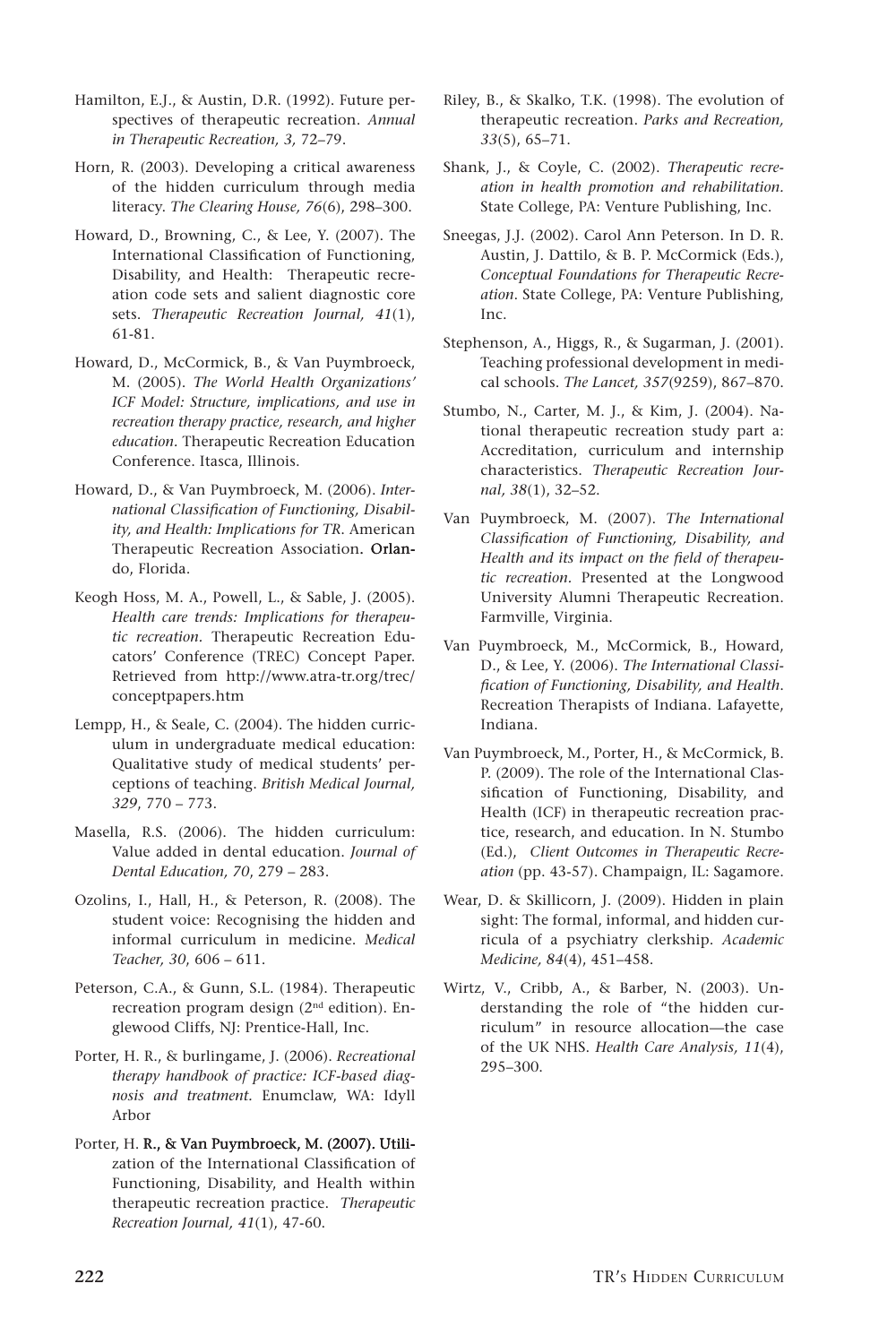Hamilton, E.J., & Austin, D.R. (1992). Future perspectives of therapeutic recreation. *Annual in Therapeutic Recreation, 3,* 72–79.

Horn, R. (2003). Developing a critical awareness of the hidden curriculum through media literacy. *The Clearing House, 76*(6), 298–300.

Howard, D., Browning, C., & Lee, Y. (2007). The International Classification of Functioning, Disability, and Health: Therapeutic recreation code sets and salient diagnostic core sets. *Therapeutic Recreation Journal, 41*(1), 61-81.

Howard, D., McCormick, B., & Van Puymbroeck, M. (2005). *The World Health Organizations' ICF Model: Structure, implications, and use in recreation therapy practice, research, and higher education.* Therapeutic Recreation Education Conference. Itasca, Illinois.

Howard, D., & Van Puymbroeck, M. (2006). *International Classification of Functioning, Disability, and Health: Implications for TR.* American Therapeutic Recreation Association. Orlando, Florida.

Keogh Hoss, M. A., Powell, L., & Sable, J. (2005). *Health care trends: Implications for therapeutic recreation.* Therapeutic Recreation Educators' Conference (TREC) Concept Paper. Retrieved from http://www.atra-tr.org/trec/conceptpapers.htm

Lempp, H., & Seale, C. (2004). The hidden curriculum in undergraduate medical education: Qualitative study of medical students' perceptions of teaching. *British Medical Journal, 329*, 770 – 773.

Masella, R.S. (2006). The hidden curriculum: Value added in dental education. *Journal of Dental Education, 70*, 279 – 283.

Ozolins, I., Hall, H., & Peterson, R. (2008). The student voice: Recognising the hidden and informal curriculum in medicine. *Medical Teacher, 30*, 606 – 611.

Peterson, C.A., & Gunn, S.L. (1984). Therapeutic recreation program design (2nd edition). Englewood Cliffs, NJ: Prentice-Hall, Inc.

Porter, H. R., & burlingame, J. (2006). *Recreational therapy handbook of practice: ICF-based diagnosis and treatment.* Enumclaw, WA: Idyll Arbor

Porter, H. R., & Van Puymbroeck, M. (2007). Utilization of the International Classification of Functioning, Disability, and Health within therapeutic recreation practice. *Therapeutic Recreation Journal, 41*(1), 47-60.

Riley, B., & Skalko, T.K. (1998). The evolution of therapeutic recreation. *Parks and Recreation, 33*(5), 65–71.

Shank, J., & Coyle, C. (2002). *Therapeutic recreation in health promotion and rehabilitation.* State College, PA: Venture Publishing, Inc.

Sneegas, J.J. (2002). Carol Ann Peterson. In D. R. Austin, J. Dattilo, & B. P. McCormick (Eds.), *Conceptual Foundations for Therapeutic Recreation.* State College, PA: Venture Publishing, Inc.

Stephenson, A., Higgs, R., & Sugarman, J. (2001). Teaching professional development in medical schools. *The Lancet, 357*(9259), 867–870.

Stumbo, N., Carter, M. J., & Kim, J. (2004). National therapeutic recreation study part a: Accreditation, curriculum and internship characteristics. *Therapeutic Recreation Journal, 38*(1), 32–52.

Van Puymbroeck, M. (2007). *The International Classification of Functioning, Disability, and Health and its impact on the field of therapeutic recreation.* Presented at the Longwood University Alumni Therapeutic Recreation. Farmville, Virginia.

Van Puymbroeck, M., McCormick, B., Howard, D., & Lee, Y. (2006). *The International Classification of Functioning, Disability, and Health.* Recreation Therapists of Indiana. Lafayette, Indiana.

Van Puymbroeck, M., Porter, H., & McCormick, B. P. (2009). The role of the International Classification of Functioning, Disability, and Health (ICF) in therapeutic recreation practice, research, and education. In N. Stumbo (Ed.), *Client Outcomes in Therapeutic Recreation* (pp. 43-57). Champaign, IL: Sagamore.

Wear, D. & Skillicorn, J. (2009). Hidden in plain sight: The formal, informal, and hidden curricula of a psychiatry clerkship. *Academic Medicine, 84*(4), 451–458.

Wirtz, V., Cribb, A., & Barber, N. (2003). Understanding the role of "the hidden curriculum" in resource allocation—the case of the UK NHS. *Health Care Analysis, 11*(4), 295–300.